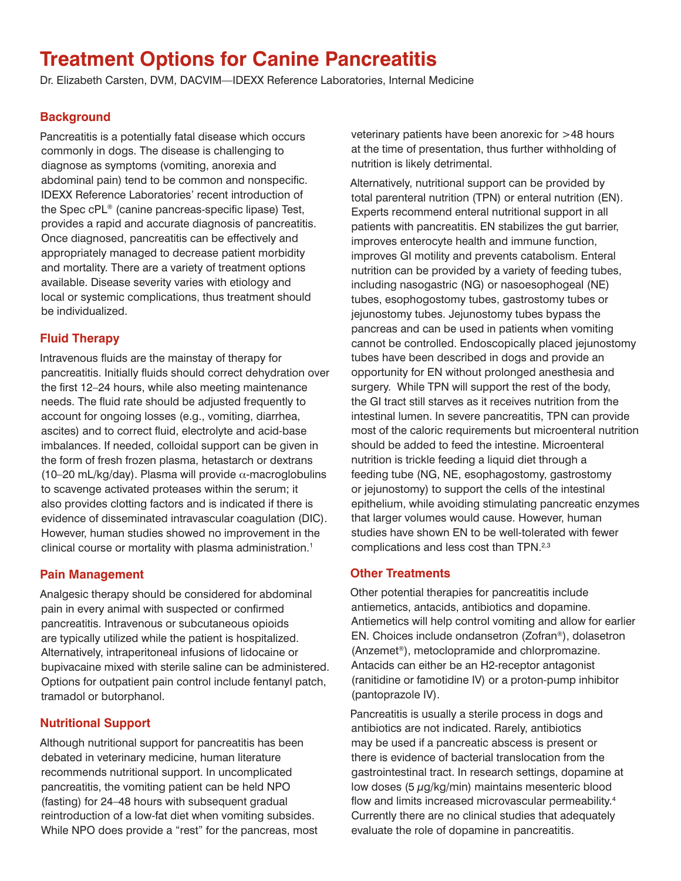# Treatment Options for Canine Pancreatitis

Dr. Elizabeth Carsten, DVM, DACVIM—IDEXX Reference Laboratories, Internal Medicine

## Background

Pancreatitis is a potentially fatal disease which occurs commonly in dogs. The disease is challenging to diagnose as symptoms (vomiting, anorexia and abdominal pain) tend to be common and nonspecific. IDEXX Reference Laboratories' recent introduction of the Spec cPL® (canine pancreas-specific lipase) Test, provides a rapid and accurate diagnosis of pancreatitis. Once diagnosed, pancreatitis can be effectively and appropriately managed to decrease patient morbidity and mortality. There are a variety of treatment options available. Disease severity varies with etiology and local or systemic complications, thus treatment should be individualized.

## Fluid Therapy

Intravenous fluids are the mainstay of therapy for pancreatitis. Initially fluids should correct dehydration over the first 12–24 hours, while also meeting maintenance needs. The fluid rate should be adjusted frequently to account for ongoing losses (e.g., vomiting, diarrhea, ascites) and to correct fluid, electrolyte and acid-base imbalances. If needed, colloidal support can be given in the form of fresh frozen plasma, hetastarch or dextrans (10–20 mL/kg/day). Plasma will provide $\alpha$-macroglobulins to scavenge activated proteases within the serum; it also provides clotting factors and is indicated if there is evidence of disseminated intravascular coagulation (DIC). However, human studies showed no improvement in the clinical course or mortality with plasma administration.[1]

## Pain Management

Analgesic therapy should be considered for abdominal pain in every animal with suspected or confirmed pancreatitis. Intravenous or subcutaneous opioids are typically utilized while the patient is hospitalized. Alternatively, intraperitoneal infusions of lidocaine or bupivacaine mixed with sterile saline can be administered. Options for outpatient pain control include fentanyl patch, tramadol or butorphanol.

## Nutritional Support

Although nutritional support for pancreatitis has been debated in veterinary medicine, human literature recommends nutritional support. In uncomplicated pancreatitis, the vomiting patient can be held NPO (fasting) for 24–48 hours with subsequent gradual reintroduction of a low-fat diet when vomiting subsides. While NPO does provide a "rest" for the pancreas, most veterinary patients have been anorexic for >48 hours at the time of presentation, thus further withholding of nutrition is likely detrimental.

Alternatively, nutritional support can be provided by total parenteral nutrition (TPN) or enteral nutrition (EN). Experts recommend enteral nutritional support in all patients with pancreatitis. EN stabilizes the gut barrier, improves enterocyte health and immune function, improves GI motility and prevents catabolism. Enteral nutrition can be provided by a variety of feeding tubes, including nasogastric (NG) or nasoesophageal (NE) tubes, esophogostomy tubes, gastrostomy tubes or jejunostomy tubes. Jejunostomy tubes bypass the pancreas and can be used in patients when vomiting cannot be controlled. Endoscopically placed jejunostomy tubes have been described in dogs and provide an opportunity for EN without prolonged anesthesia and surgery. While TPN will support the rest of the body, the GI tract still starves as it receives nutrition from the intestinal lumen. In severe pancreatitis, TPN can provide most of the caloric requirements but microenteral nutrition should be added to feed the intestine. Microenteral nutrition is trickle feeding a liquid diet through a feeding tube (NG, NE, esophagostomy, gastrostomy or jejunostomy) to support the cells of the intestinal epithelium, while avoiding stimulating pancreatic enzymes that larger volumes would cause. However, human studies have shown EN to be well-tolerated with fewer complications and less cost than TPN.[2,3]

## Other Treatments

Other potential therapies for pancreatitis include antiemetics, antacids, antibiotics and dopamine. Antiemetics will help control vomiting and allow for earlier EN. Choices include ondansetron (Zofran®), dolasetron (Anzemet®), metoclopramide and chlorpromazine. Antacids can either be an H2-receptor antagonist (ranitidine or famotidine IV) or a proton-pump inhibitor (pantoprazole IV).

Pancreatitis is usually a sterile process in dogs and antibiotics are not indicated. Rarely, antibiotics may be used if a pancreatic abscess is present or there is evidence of bacterial translocation from the gastrointestinal tract. In research settings, dopamine at low doses (5 $\mu$g/kg/min) maintains mesenteric blood flow and limits increased microvascular permeability.[4] Currently there are no clinical studies that adequately evaluate the role of dopamine in pancreatitis.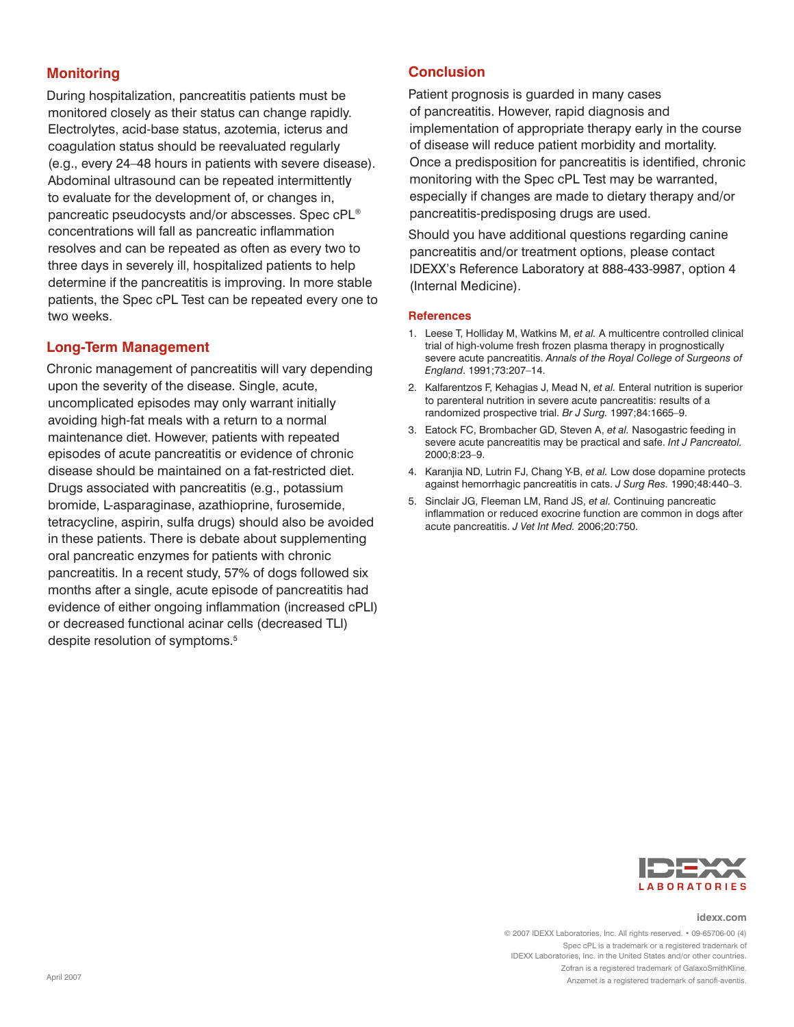## Monitoring

During hospitalization, pancreatitis patients must be monitored closely as their status can change rapidly. Electrolytes, acid-base status, azotemia, icterus and coagulation status should be reevaluated regularly (e.g., every 24–48 hours in patients with severe disease). Abdominal ultrasound can be repeated intermittently to evaluate for the development of, or changes in, pancreatic pseudocysts and/or abscesses. Spec cPL® concentrations will fall as pancreatic inflammation resolves and can be repeated as often as every two to three days in severely ill, hospitalized patients to help determine if the pancreatitis is improving. In more stable patients, the Spec cPL Test can be repeated every one to two weeks.

## Long-Term Management

Chronic management of pancreatitis will vary depending upon the severity of the disease. Single, acute, uncomplicated episodes may only warrant initially avoiding high-fat meals with a return to a normal maintenance diet. However, patients with repeated episodes of acute pancreatitis or evidence of chronic disease should be maintained on a fat-restricted diet. Drugs associated with pancreatitis (e.g., potassium bromide, L-asparaginase, azathioprine, furosemide, tetracycline, aspirin, sulfa drugs) should also be avoided in these patients. There is debate about supplementing oral pancreatic enzymes for patients with chronic pancreatitis. In a recent study, 57% of dogs followed six months after a single, acute episode of pancreatitis had evidence of either ongoing inflammation (increased cPLI) or decreased functional acinar cells (decreased TLI) despite resolution of symptoms.[5]

## Conclusion

Patient prognosis is guarded in many cases of pancreatitis. However, rapid diagnosis and implementation of appropriate therapy early in the course of disease will reduce patient morbidity and mortality. Once a predisposition for pancreatitis is identified, chronic monitoring with the Spec cPL Test may be warranted, especially if changes are made to dietary therapy and/or pancreatitis-predisposing drugs are used.

Should you have additional questions regarding canine pancreatitis and/or treatment options, please contact IDEXX's Reference Laboratory at 888-433-9987, option 4 (Internal Medicine).

### References

1. Leese T, Holliday M, Watkins M, *et al.* A multicentre controlled clinical trial of high-volume fresh frozen plasma therapy in prognostically severe acute pancreatitis. *Annals of the Royal College of Surgeons of England*. 1991;73:207–14.
2. Kalfarentzos F, Kehagias J, Mead N, *et al.* Enteral nutrition is superior to parenteral nutrition in severe acute pancreatitis: results of a randomized prospective trial. *Br J Surg.* 1997;84:1665–9.
3. Eatock FC, Brombacher GD, Steven A, *et al.* Nasogastric feeding in severe acute pancreatitis may be practical and safe. *Int J Pancreatol.* 2000;8:23–9.
4. Karanjia ND, Lutrin FJ, Chang Y-B, *et al.* Low dose dopamine protects against hemorrhagic pancreatitis in cats. *J Surg Res.* 1990;48:440–3.
5. Sinclair JG, Fleeman LM, Rand JS, *et al.* Continuing pancreatic inflammation or reduced exocrine function are common in dogs after acute pancreatitis. *J Vet Int Med.* 2006;20:750.

IDEXX LABORATORIES

idexx.com

© 2007 IDEXX Laboratories, Inc. All rights reserved. • 09-65706-00 (4)
Spec cPL is a trademark or a registered trademark of IDEXX Laboratories, Inc. in the United States and/or other countries.
Zofran is a registered trademark of GalaxoSmithKline.
Anzemet is a registered trademark of sanofi-aventis.

April 2007